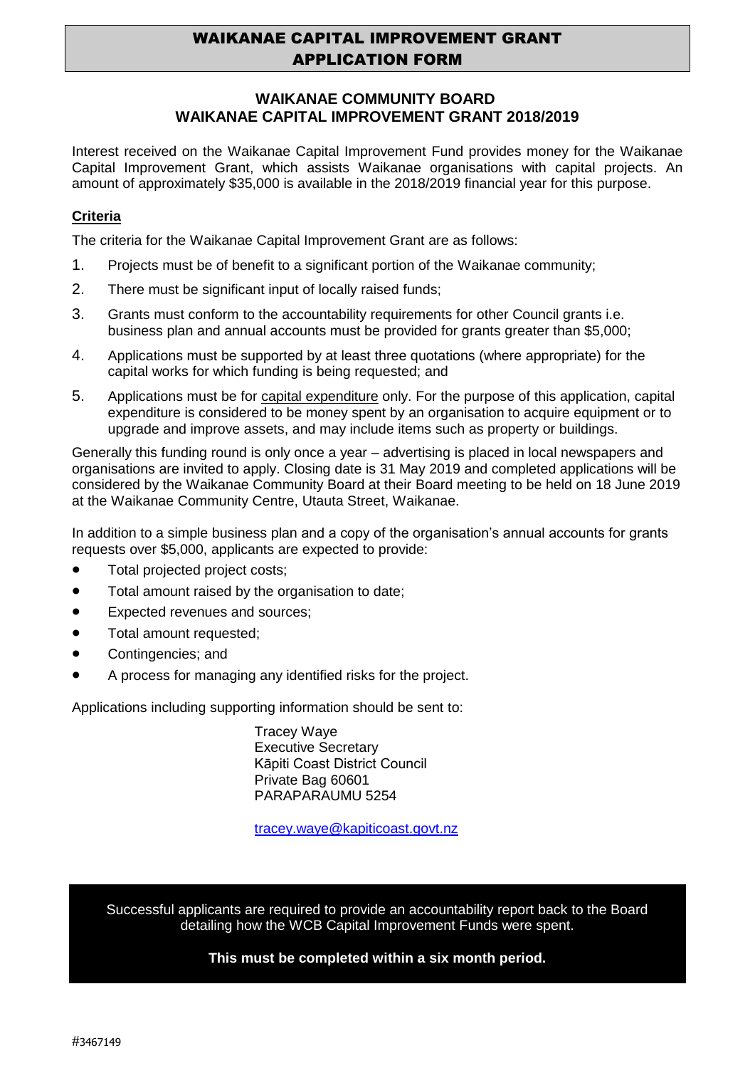# WAIKANAE CAPITAL IMPROVEMENT GRANT APPLICATION FORM

## WAIKANAE COMMUNITY BOARD
## WAIKANAE CAPITAL IMPROVEMENT GRANT 2018/2019

Interest received on the Waikanae Capital Improvement Fund provides money for the Waikanae Capital Improvement Grant, which assists Waikanae organisations with capital projects. An amount of approximately $35,000 is available in the 2018/2019 financial year for this purpose.

### Criteria

The criteria for the Waikanae Capital Improvement Grant are as follows:

1. Projects must be of benefit to a significant portion of the Waikanae community;
2. There must be significant input of locally raised funds;
3. Grants must conform to the accountability requirements for other Council grants i.e. business plan and annual accounts must be provided for grants greater than $5,000;
4. Applications must be supported by at least three quotations (where appropriate) for the capital works for which funding is being requested; and
5. Applications must be for capital expenditure only. For the purpose of this application, capital expenditure is considered to be money spent by an organisation to acquire equipment or to upgrade and improve assets, and may include items such as property or buildings.

Generally this funding round is only once a year – advertising is placed in local newspapers and organisations are invited to apply. Closing date is 31 May 2019 and completed applications will be considered by the Waikanae Community Board at their Board meeting to be held on 18 June 2019 at the Waikanae Community Centre, Utauta Street, Waikanae.

In addition to a simple business plan and a copy of the organisation's annual accounts for grants requests over $5,000, applicants are expected to provide:

- Total projected project costs;
- Total amount raised by the organisation to date;
- Expected revenues and sources;
- Total amount requested;
- Contingencies; and
- A process for managing any identified risks for the project.

Applications including supporting information should be sent to:

Tracey Waye
Executive Secretary
Kāpiti Coast District Council
Private Bag 60601
PARAPARAUMU 5254

tracey.waye@kapiticoast.govt.nz

Successful applicants are required to provide an accountability report back to the Board detailing how the WCB Capital Improvement Funds were spent.

**This must be completed within a six month period.**

#3467149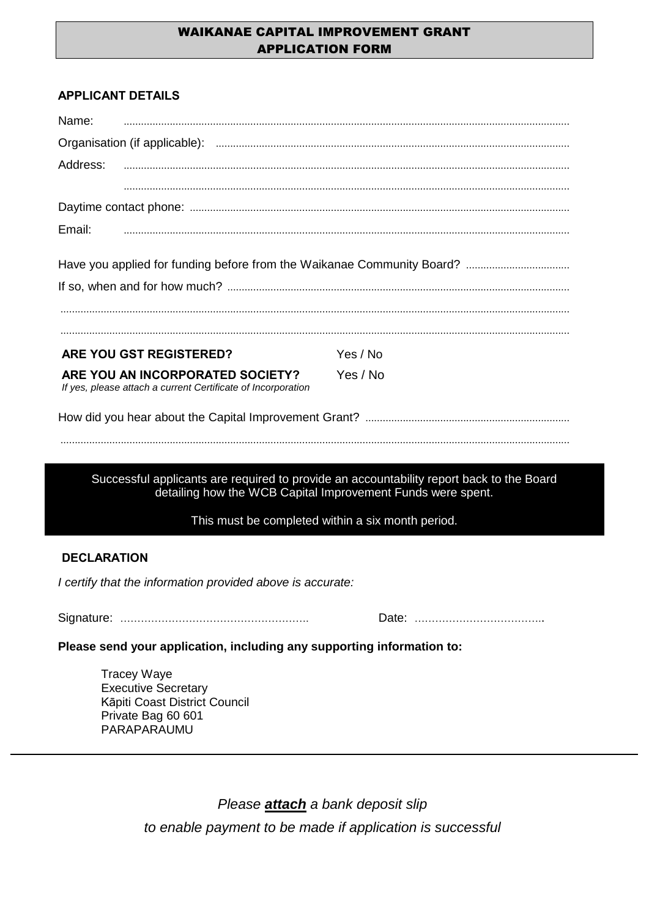## WAIKANAE CAPITAL IMPROVEMENT GRANT APPLICATION FORM

### APPLICANT DETAILS

Name: ........................................................................................................................................................

Organisation (if applicable): ..........................................................................................................

Address: ........................................................................................................................................................

........................................................................................................................................................

Daytime contact phone: ..................................................................................................................

Email: ........................................................................................................................................................

Have you applied for funding before from the Waikanae Community Board? ....................................

If so, when and for how much? ......................................................................................................

........................................................................................................................................................

........................................................................................................................................................

**ARE YOU GST REGISTERED?** Yes / No

**ARE YOU AN INCORPORATED SOCIETY?** Yes / No
*If yes, please attach a current Certificate of Incorporation*

How did you hear about the Capital Improvement Grant? ......................................................................

........................................................................................................................................................

Successful applicants are required to provide an accountability report back to the Board detailing how the WCB Capital Improvement Funds were spent.

This must be completed within a six month period.

### DECLARATION

*I certify that the information provided above is accurate:*

Signature: ………………………………………………. Date: ………………………………..

**Please send your application, including any supporting information to:**

Tracey Waye
Executive Secretary
Kāpiti Coast District Council
Private Bag 60 601
PARAPARAUMU

---

*Please **attach** a bank deposit slip to enable payment to be made if application is successful*